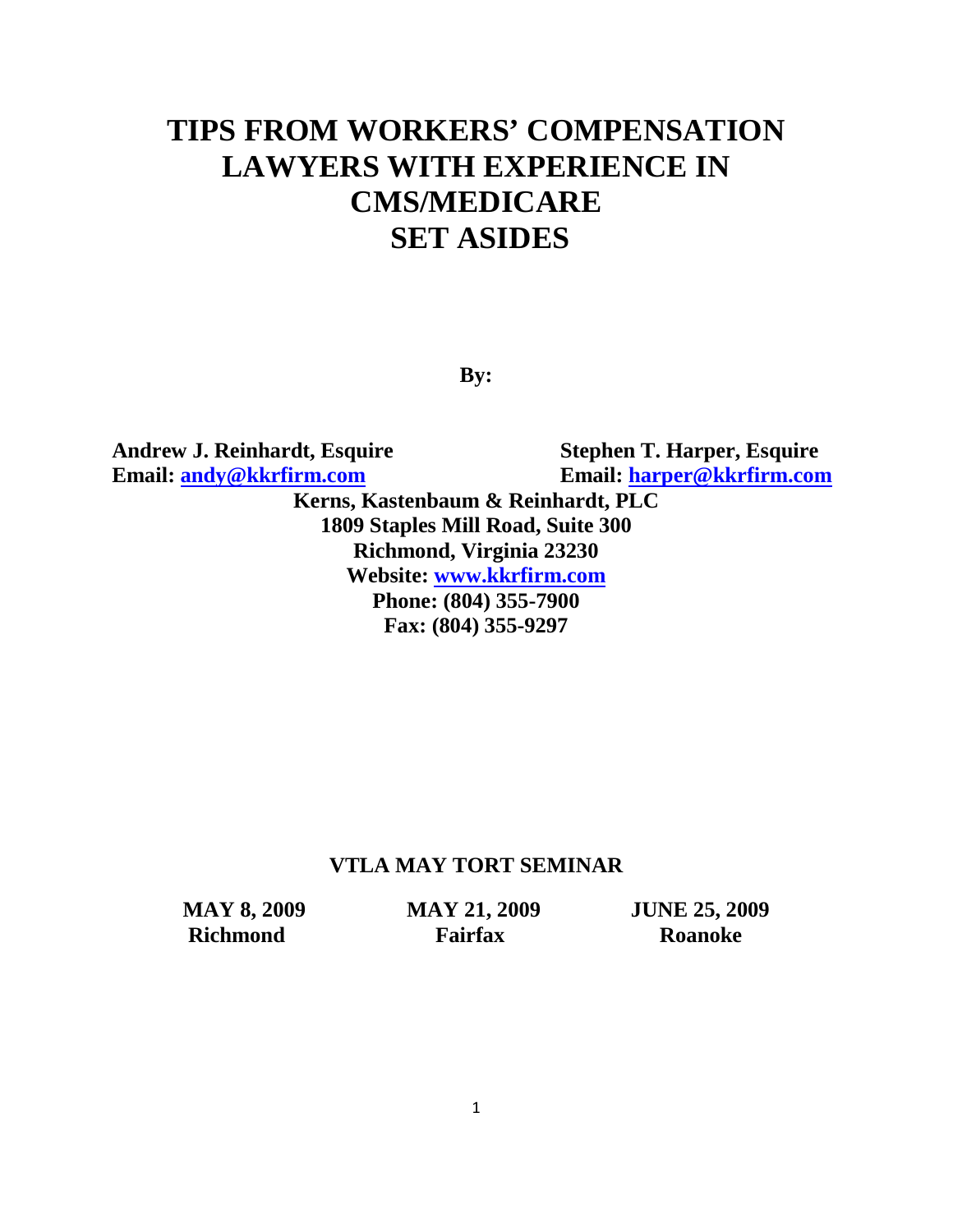# TIPS FROM WORKERS' COMPENSATION LAWYERS WITH EXPERIENCE IN CMS/MEDICARE SET ASIDES

**By:**

**Andrew J. Reinhardt, Esquire**
**Email: [andy@kkrfirm.com](mailto:andy@kkrfirm.com)**

**Stephen T. Harper, Esquire**
**Email: [harper@kkrfirm.com](mailto:harper@kkrfirm.com)**

**Kerns, Kastenbaum & Reinhardt, PLC**
**1809 Staples Mill Road, Suite 300**
**Richmond, Virginia 23230**
**Website: [www.kkrfirm.com](http://www.kkrfirm.com)**
**Phone: (804) 355-7900**
**Fax: (804) 355-9297**

**VTLA MAY TORT SEMINAR**

**MAY 8, 2009**
**Richmond**

**MAY 21, 2009**
**Fairfax**

**JUNE 25, 2009**
**Roanoke**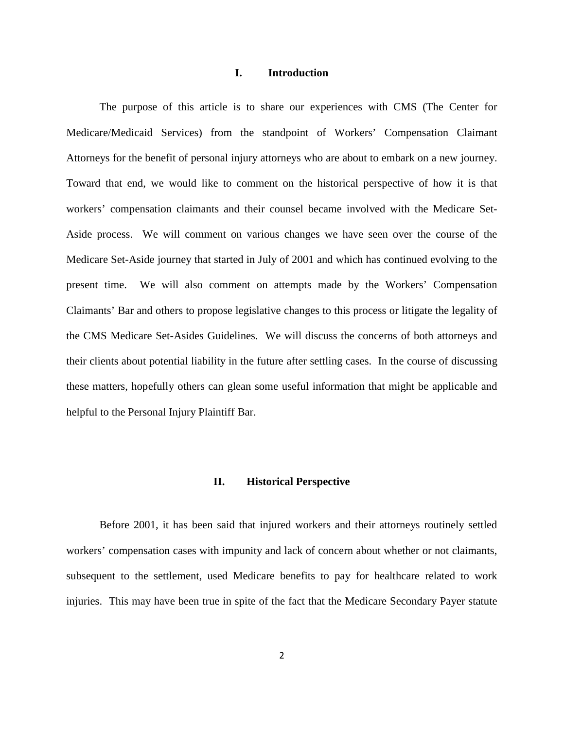## I. Introduction

The purpose of this article is to share our experiences with CMS (The Center for Medicare/Medicaid Services) from the standpoint of Workers' Compensation Claimant Attorneys for the benefit of personal injury attorneys who are about to embark on a new journey. Toward that end, we would like to comment on the historical perspective of how it is that workers' compensation claimants and their counsel became involved with the Medicare Set-Aside process. We will comment on various changes we have seen over the course of the Medicare Set-Aside journey that started in July of 2001 and which has continued evolving to the present time. We will also comment on attempts made by the Workers' Compensation Claimants' Bar and others to propose legislative changes to this process or litigate the legality of the CMS Medicare Set-Asides Guidelines. We will discuss the concerns of both attorneys and their clients about potential liability in the future after settling cases. In the course of discussing these matters, hopefully others can glean some useful information that might be applicable and helpful to the Personal Injury Plaintiff Bar.

## II. Historical Perspective

Before 2001, it has been said that injured workers and their attorneys routinely settled workers' compensation cases with impunity and lack of concern about whether or not claimants, subsequent to the settlement, used Medicare benefits to pay for healthcare related to work injuries. This may have been true in spite of the fact that the Medicare Secondary Payer statute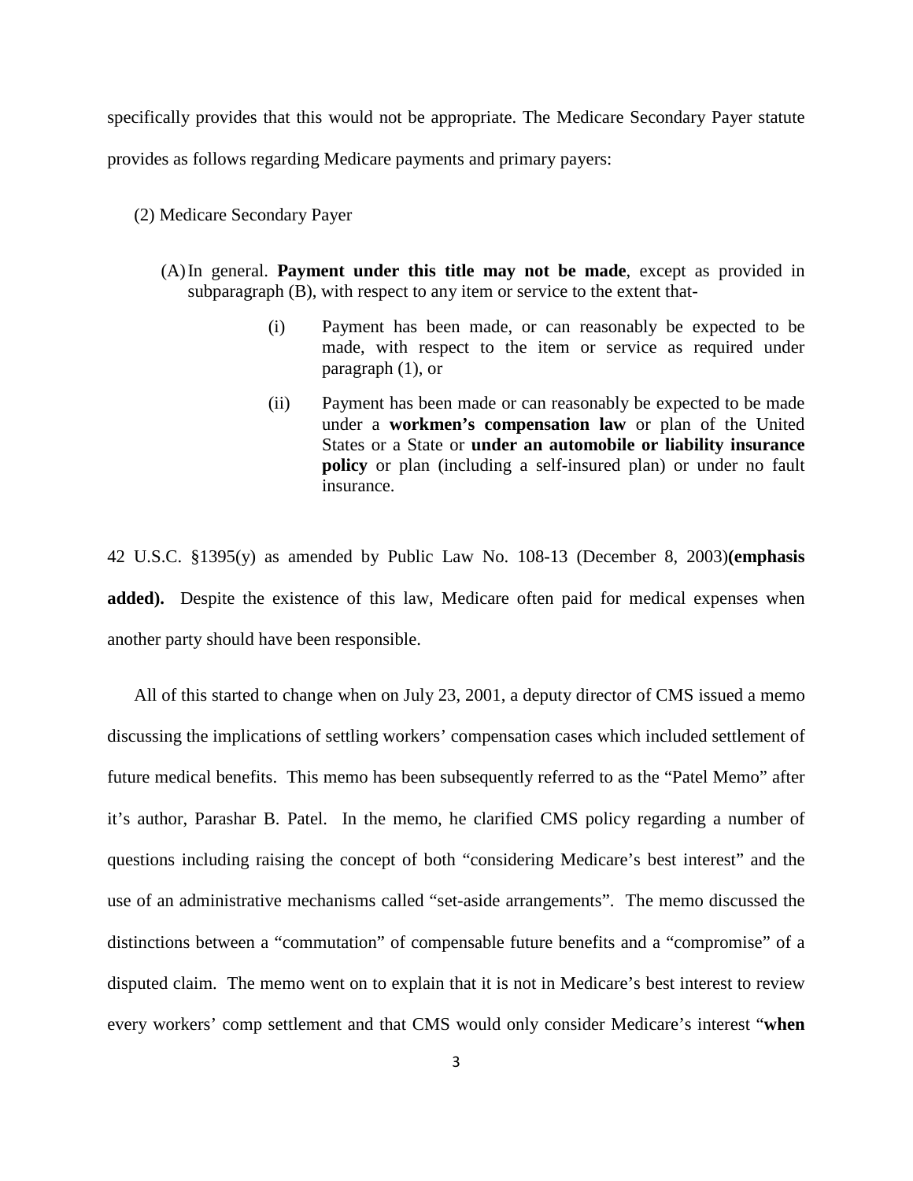specifically provides that this would not be appropriate. The Medicare Secondary Payer statute provides as follows regarding Medicare payments and primary payers:

(2) Medicare Secondary Payer

(A) In general. **Payment under this title may not be made**, except as provided in subparagraph (B), with respect to any item or service to the extent that-

(i) Payment has been made, or can reasonably be expected to be made, with respect to the item or service as required under paragraph (1), or

(ii) Payment has been made or can reasonably be expected to be made under a **workmen's compensation law** or plan of the United States or a State or **under an automobile or liability insurance policy** or plan (including a self-insured plan) or under no fault insurance.

42 U.S.C. §1395(y) as amended by Public Law No. 108-13 (December 8, 2003)**(emphasis added).** Despite the existence of this law, Medicare often paid for medical expenses when another party should have been responsible.

All of this started to change when on July 23, 2001, a deputy director of CMS issued a memo discussing the implications of settling workers' compensation cases which included settlement of future medical benefits. This memo has been subsequently referred to as the "Patel Memo" after it's author, Parashar B. Patel. In the memo, he clarified CMS policy regarding a number of questions including raising the concept of both "considering Medicare's best interest" and the use of an administrative mechanisms called "set-aside arrangements". The memo discussed the distinctions between a "commutation" of compensable future benefits and a "compromise" of a disputed claim. The memo went on to explain that it is not in Medicare's best interest to review every workers' comp settlement and that CMS would only consider Medicare's interest "**when**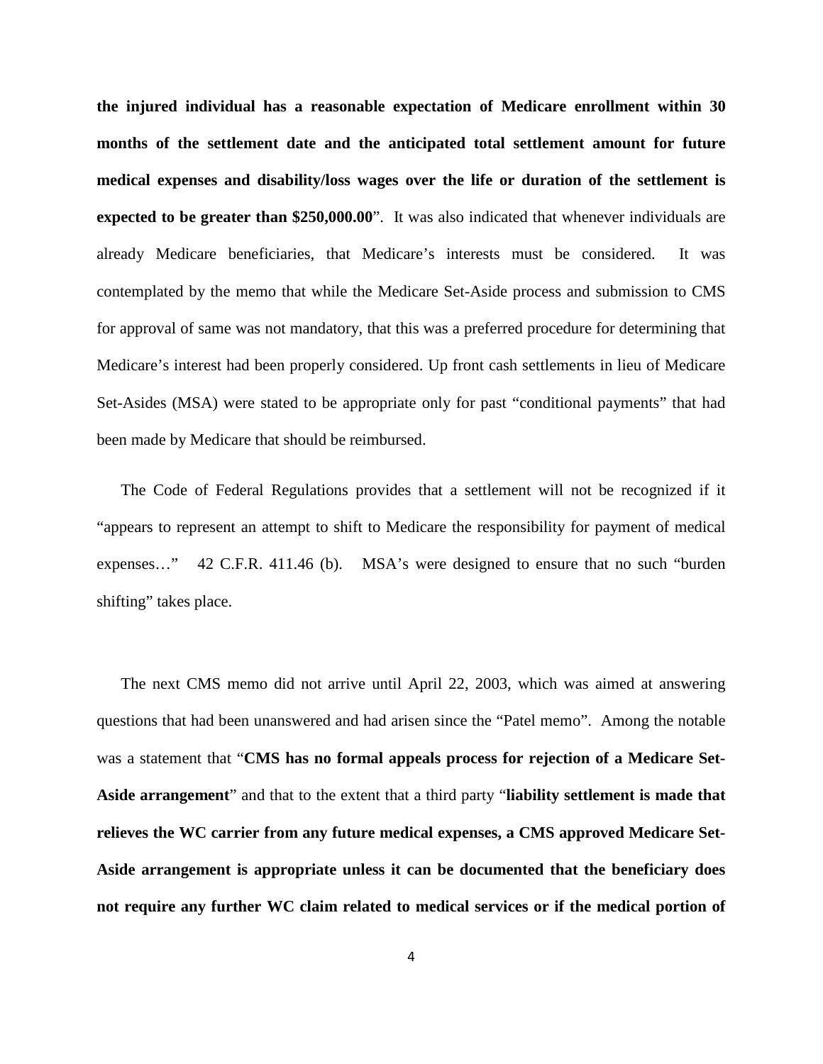**the injured individual has a reasonable expectation of Medicare enrollment within 30 months of the settlement date and the anticipated total settlement amount for future medical expenses and disability/loss wages over the life or duration of the settlement is expected to be greater than $250,000.00**". It was also indicated that whenever individuals are already Medicare beneficiaries, that Medicare's interests must be considered. It was contemplated by the memo that while the Medicare Set-Aside process and submission to CMS for approval of same was not mandatory, that this was a preferred procedure for determining that Medicare's interest had been properly considered. Up front cash settlements in lieu of Medicare Set-Asides (MSA) were stated to be appropriate only for past "conditional payments" that had been made by Medicare that should be reimbursed.

The Code of Federal Regulations provides that a settlement will not be recognized if it "appears to represent an attempt to shift to Medicare the responsibility for payment of medical expenses…" 42 C.F.R. 411.46 (b). MSA's were designed to ensure that no such "burden shifting" takes place.

The next CMS memo did not arrive until April 22, 2003, which was aimed at answering questions that had been unanswered and had arisen since the "Patel memo". Among the notable was a statement that "**CMS has no formal appeals process for rejection of a Medicare Set-Aside arrangement**" and that to the extent that a third party "**liability settlement is made that relieves the WC carrier from any future medical expenses, a CMS approved Medicare Set-Aside arrangement is appropriate unless it can be documented that the beneficiary does not require any further WC claim related to medical services or if the medical portion of**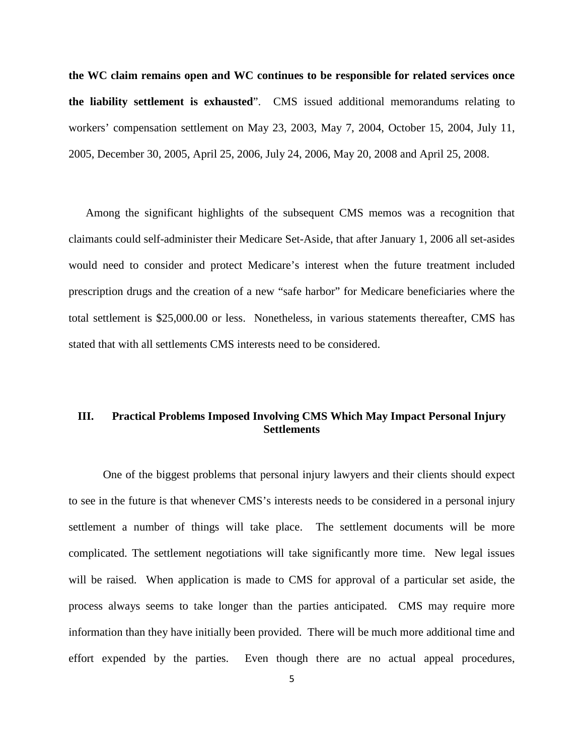**the WC claim remains open and WC continues to be responsible for related services once the liability settlement is exhausted**". CMS issued additional memorandums relating to workers' compensation settlement on May 23, 2003, May 7, 2004, October 15, 2004, July 11, 2005, December 30, 2005, April 25, 2006, July 24, 2006, May 20, 2008 and April 25, 2008.

Among the significant highlights of the subsequent CMS memos was a recognition that claimants could self-administer their Medicare Set-Aside, that after January 1, 2006 all set-asides would need to consider and protect Medicare's interest when the future treatment included prescription drugs and the creation of a new "safe harbor" for Medicare beneficiaries where the total settlement is $25,000.00 or less. Nonetheless, in various statements thereafter, CMS has stated that with all settlements CMS interests need to be considered.

## III. Practical Problems Imposed Involving CMS Which May Impact Personal Injury Settlements

One of the biggest problems that personal injury lawyers and their clients should expect to see in the future is that whenever CMS's interests needs to be considered in a personal injury settlement a number of things will take place. The settlement documents will be more complicated. The settlement negotiations will take significantly more time. New legal issues will be raised. When application is made to CMS for approval of a particular set aside, the process always seems to take longer than the parties anticipated. CMS may require more information than they have initially been provided. There will be much more additional time and effort expended by the parties. Even though there are no actual appeal procedures,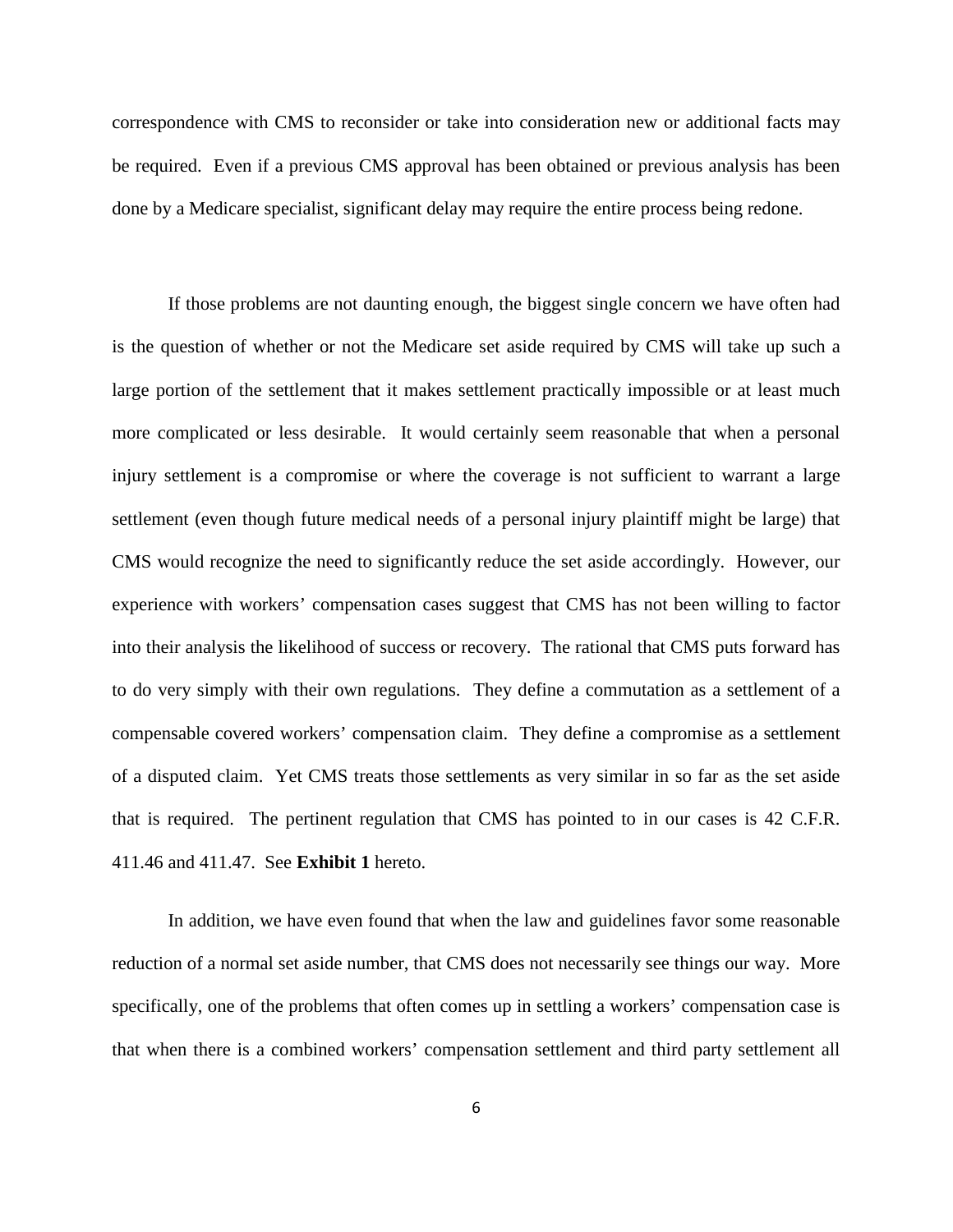correspondence with CMS to reconsider or take into consideration new or additional facts may be required. Even if a previous CMS approval has been obtained or previous analysis has been done by a Medicare specialist, significant delay may require the entire process being redone.

If those problems are not daunting enough, the biggest single concern we have often had is the question of whether or not the Medicare set aside required by CMS will take up such a large portion of the settlement that it makes settlement practically impossible or at least much more complicated or less desirable. It would certainly seem reasonable that when a personal injury settlement is a compromise or where the coverage is not sufficient to warrant a large settlement (even though future medical needs of a personal injury plaintiff might be large) that CMS would recognize the need to significantly reduce the set aside accordingly. However, our experience with workers' compensation cases suggest that CMS has not been willing to factor into their analysis the likelihood of success or recovery. The rational that CMS puts forward has to do very simply with their own regulations. They define a commutation as a settlement of a compensable covered workers' compensation claim. They define a compromise as a settlement of a disputed claim. Yet CMS treats those settlements as very similar in so far as the set aside that is required. The pertinent regulation that CMS has pointed to in our cases is 42 C.F.R. 411.46 and 411.47. See **Exhibit 1** hereto.

In addition, we have even found that when the law and guidelines favor some reasonable reduction of a normal set aside number, that CMS does not necessarily see things our way. More specifically, one of the problems that often comes up in settling a workers' compensation case is that when there is a combined workers' compensation settlement and third party settlement all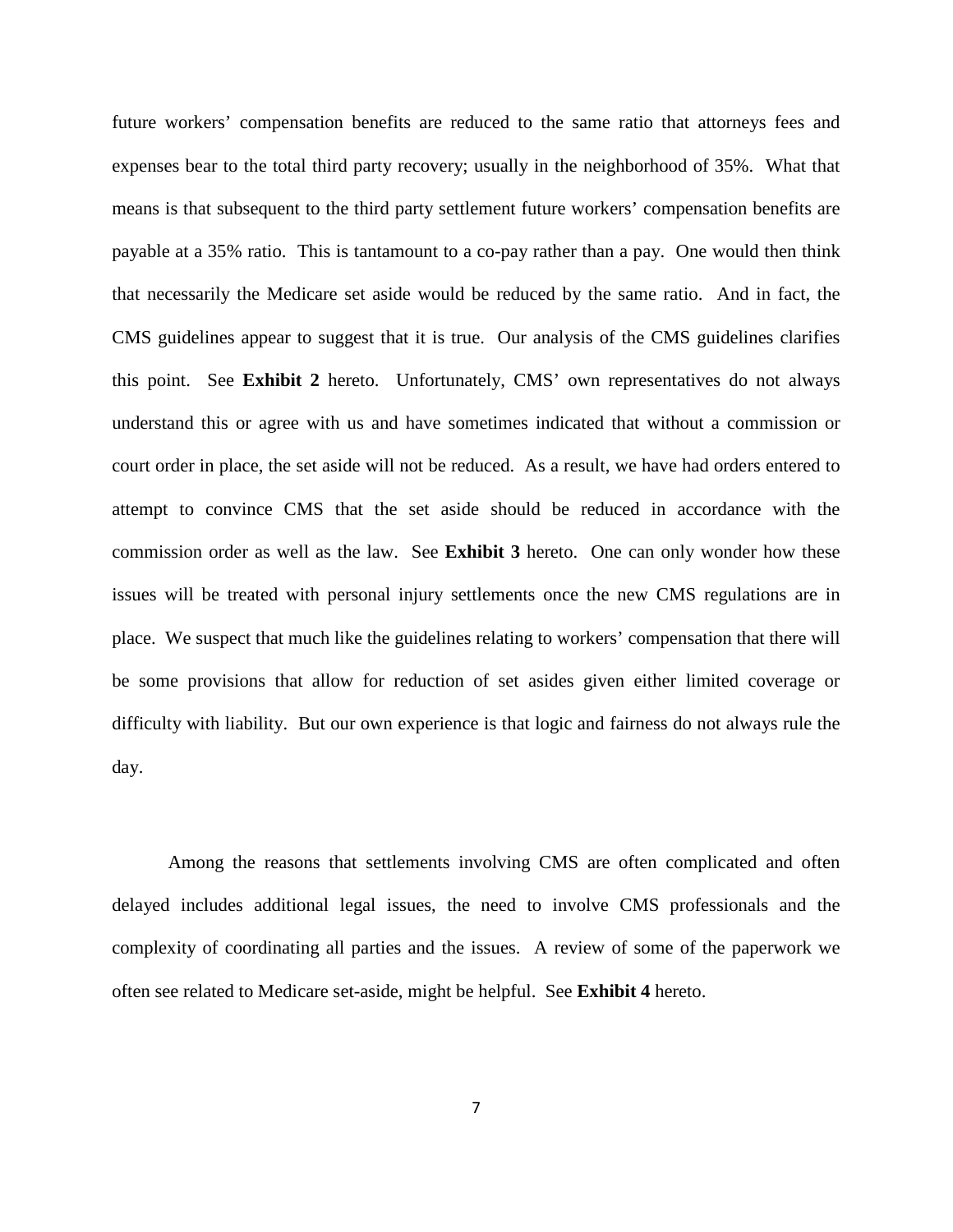future workers' compensation benefits are reduced to the same ratio that attorneys fees and expenses bear to the total third party recovery; usually in the neighborhood of 35%. What that means is that subsequent to the third party settlement future workers' compensation benefits are payable at a 35% ratio. This is tantamount to a co-pay rather than a pay. One would then think that necessarily the Medicare set aside would be reduced by the same ratio. And in fact, the CMS guidelines appear to suggest that it is true. Our analysis of the CMS guidelines clarifies this point. See **Exhibit 2** hereto. Unfortunately, CMS' own representatives do not always understand this or agree with us and have sometimes indicated that without a commission or court order in place, the set aside will not be reduced. As a result, we have had orders entered to attempt to convince CMS that the set aside should be reduced in accordance with the commission order as well as the law. See **Exhibit 3** hereto. One can only wonder how these issues will be treated with personal injury settlements once the new CMS regulations are in place. We suspect that much like the guidelines relating to workers' compensation that there will be some provisions that allow for reduction of set asides given either limited coverage or difficulty with liability. But our own experience is that logic and fairness do not always rule the day.

Among the reasons that settlements involving CMS are often complicated and often delayed includes additional legal issues, the need to involve CMS professionals and the complexity of coordinating all parties and the issues. A review of some of the paperwork we often see related to Medicare set-aside, might be helpful. See **Exhibit 4** hereto.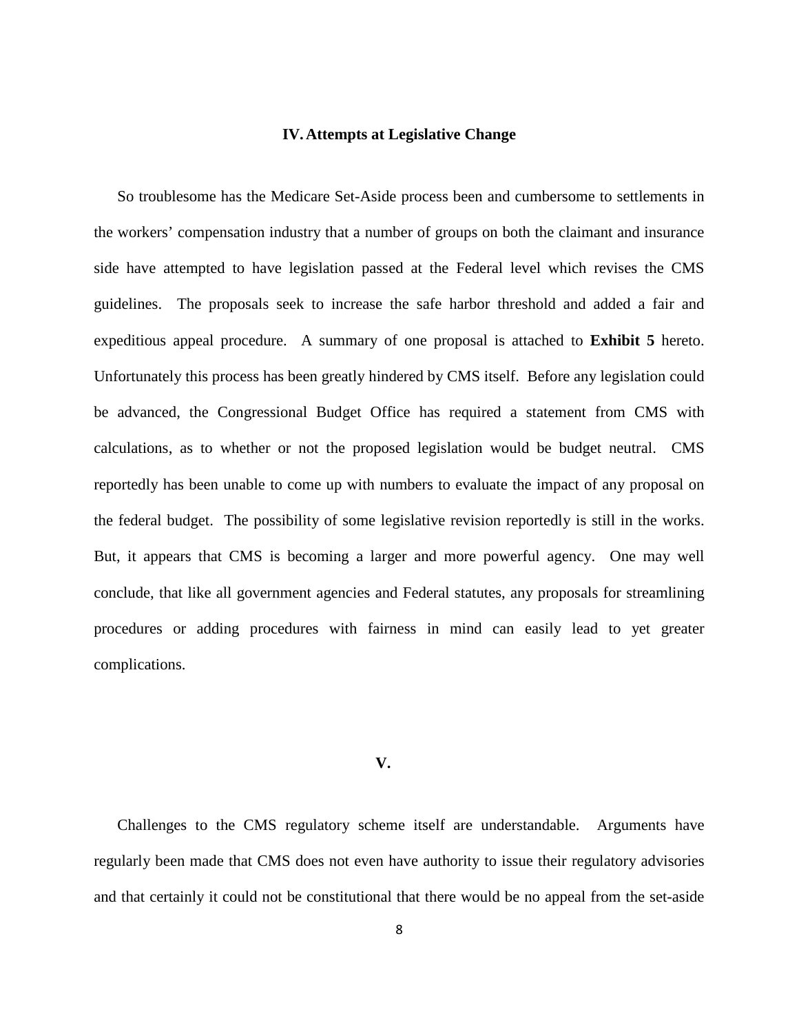## IV. Attempts at Legislative Change

So troublesome has the Medicare Set-Aside process been and cumbersome to settlements in the workers' compensation industry that a number of groups on both the claimant and insurance side have attempted to have legislation passed at the Federal level which revises the CMS guidelines. The proposals seek to increase the safe harbor threshold and added a fair and expeditious appeal procedure. A summary of one proposal is attached to **Exhibit 5** hereto. Unfortunately this process has been greatly hindered by CMS itself. Before any legislation could be advanced, the Congressional Budget Office has required a statement from CMS with calculations, as to whether or not the proposed legislation would be budget neutral. CMS reportedly has been unable to come up with numbers to evaluate the impact of any proposal on the federal budget. The possibility of some legislative revision reportedly is still in the works. But, it appears that CMS is becoming a larger and more powerful agency. One may well conclude, that like all government agencies and Federal statutes, any proposals for streamlining procedures or adding procedures with fairness in mind can easily lead to yet greater complications.

## V.

Challenges to the CMS regulatory scheme itself are understandable. Arguments have regularly been made that CMS does not even have authority to issue their regulatory advisories and that certainly it could not be constitutional that there would be no appeal from the set-aside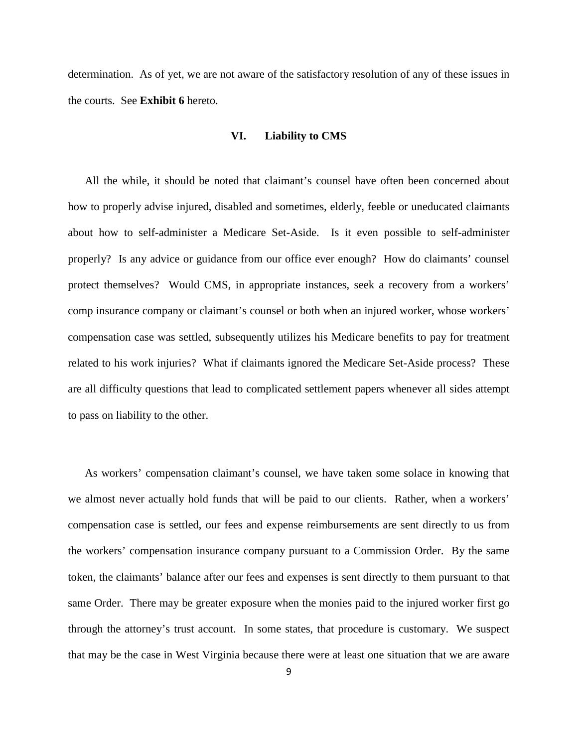determination. As of yet, we are not aware of the satisfactory resolution of any of these issues in the courts. See **Exhibit 6** hereto.

## VI. Liability to CMS

All the while, it should be noted that claimant's counsel have often been concerned about how to properly advise injured, disabled and sometimes, elderly, feeble or uneducated claimants about how to self-administer a Medicare Set-Aside. Is it even possible to self-administer properly? Is any advice or guidance from our office ever enough? How do claimants' counsel protect themselves? Would CMS, in appropriate instances, seek a recovery from a workers' comp insurance company or claimant's counsel or both when an injured worker, whose workers' compensation case was settled, subsequently utilizes his Medicare benefits to pay for treatment related to his work injuries? What if claimants ignored the Medicare Set-Aside process? These are all difficulty questions that lead to complicated settlement papers whenever all sides attempt to pass on liability to the other.

As workers' compensation claimant's counsel, we have taken some solace in knowing that we almost never actually hold funds that will be paid to our clients. Rather, when a workers' compensation case is settled, our fees and expense reimbursements are sent directly to us from the workers' compensation insurance company pursuant to a Commission Order. By the same token, the claimants' balance after our fees and expenses is sent directly to them pursuant to that same Order. There may be greater exposure when the monies paid to the injured worker first go through the attorney's trust account. In some states, that procedure is customary. We suspect that may be the case in West Virginia because there were at least one situation that we are aware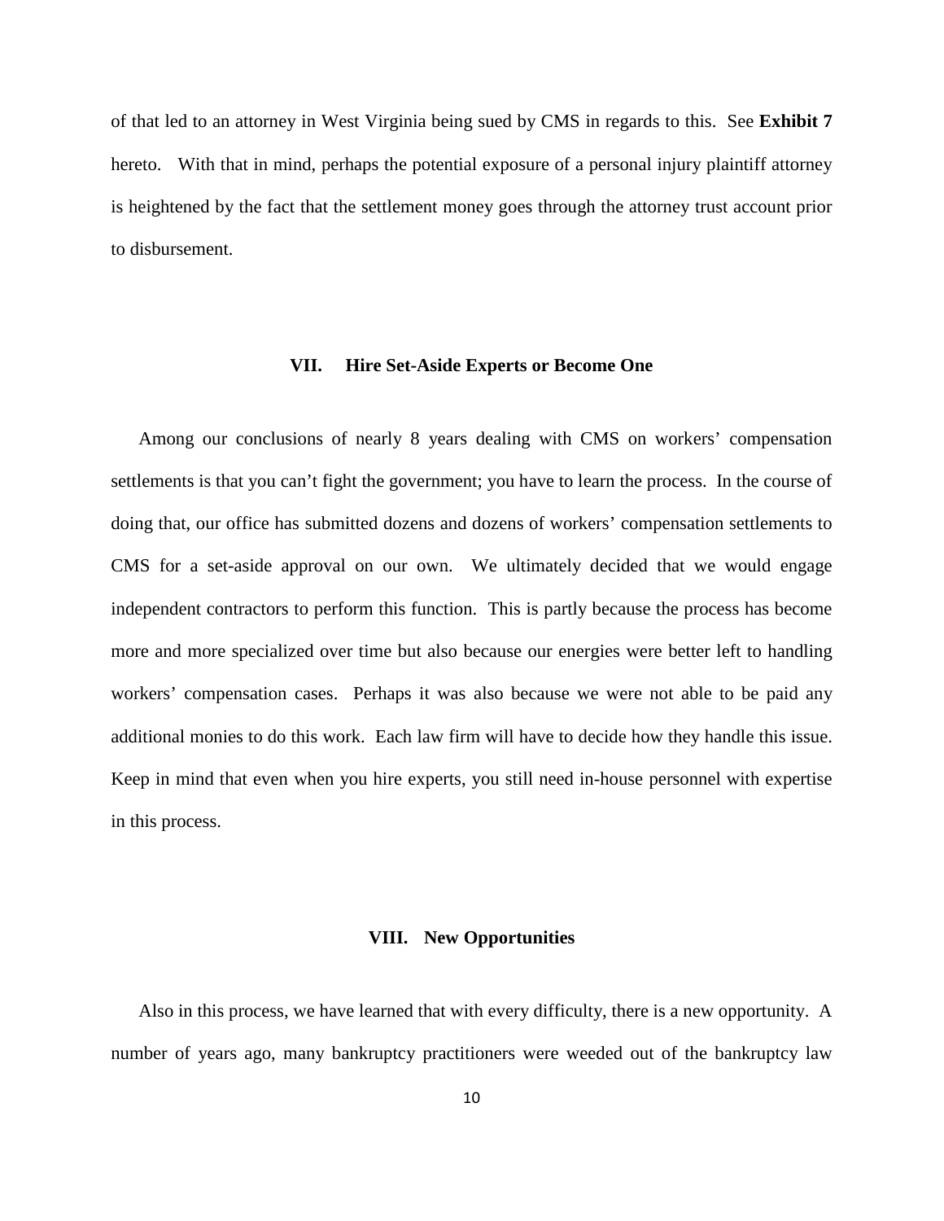of that led to an attorney in West Virginia being sued by CMS in regards to this. See **Exhibit 7** hereto. With that in mind, perhaps the potential exposure of a personal injury plaintiff attorney is heightened by the fact that the settlement money goes through the attorney trust account prior to disbursement.

## VII. Hire Set-Aside Experts or Become One

Among our conclusions of nearly 8 years dealing with CMS on workers' compensation settlements is that you can't fight the government; you have to learn the process. In the course of doing that, our office has submitted dozens and dozens of workers' compensation settlements to CMS for a set-aside approval on our own. We ultimately decided that we would engage independent contractors to perform this function. This is partly because the process has become more and more specialized over time but also because our energies were better left to handling workers' compensation cases. Perhaps it was also because we were not able to be paid any additional monies to do this work. Each law firm will have to decide how they handle this issue. Keep in mind that even when you hire experts, you still need in-house personnel with expertise in this process.

## VIII. New Opportunities

Also in this process, we have learned that with every difficulty, there is a new opportunity. A number of years ago, many bankruptcy practitioners were weeded out of the bankruptcy law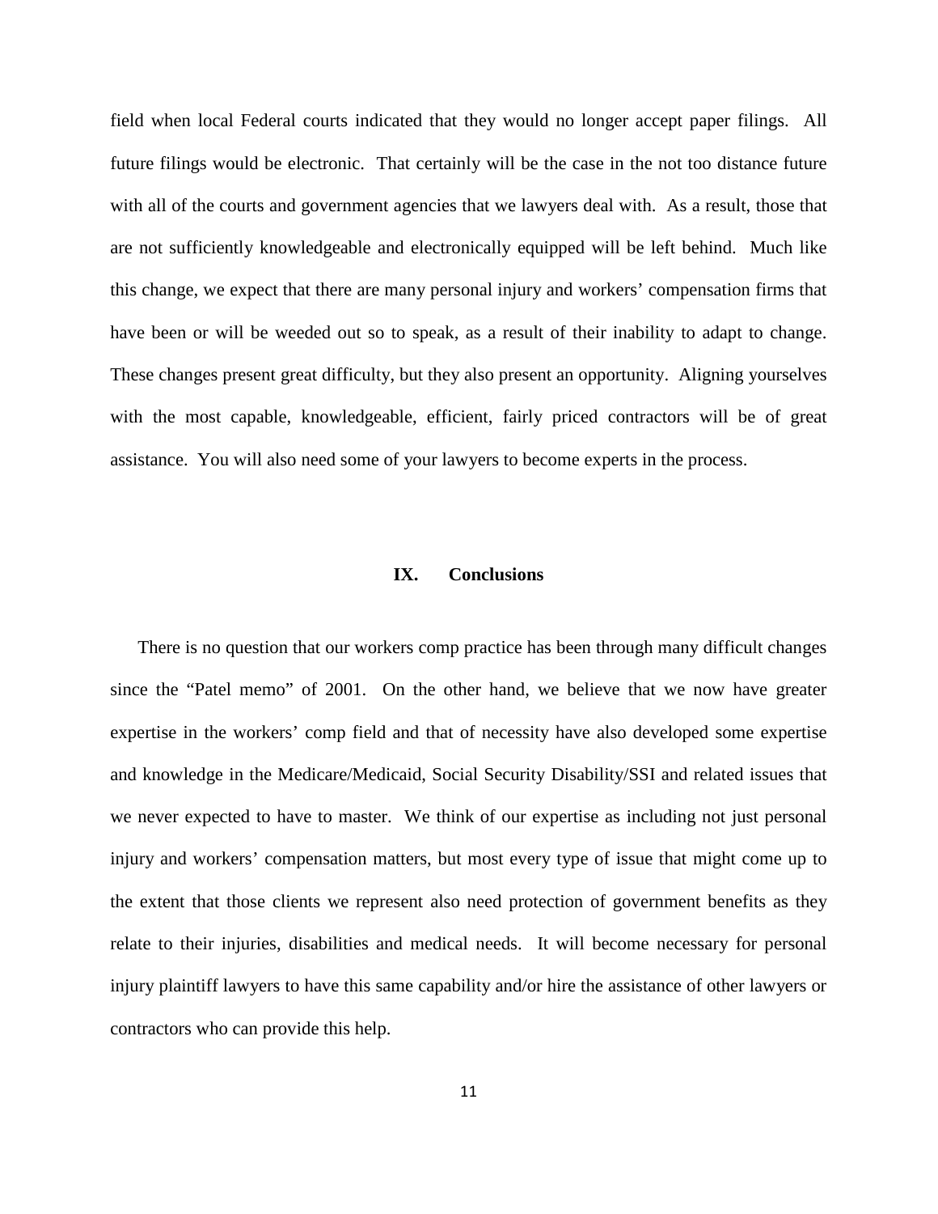field when local Federal courts indicated that they would no longer accept paper filings. All future filings would be electronic. That certainly will be the case in the not too distance future with all of the courts and government agencies that we lawyers deal with. As a result, those that are not sufficiently knowledgeable and electronically equipped will be left behind. Much like this change, we expect that there are many personal injury and workers' compensation firms that have been or will be weeded out so to speak, as a result of their inability to adapt to change. These changes present great difficulty, but they also present an opportunity. Aligning yourselves with the most capable, knowledgeable, efficient, fairly priced contractors will be of great assistance. You will also need some of your lawyers to become experts in the process.

## IX. Conclusions

There is no question that our workers comp practice has been through many difficult changes since the "Patel memo" of 2001. On the other hand, we believe that we now have greater expertise in the workers' comp field and that of necessity have also developed some expertise and knowledge in the Medicare/Medicaid, Social Security Disability/SSI and related issues that we never expected to have to master. We think of our expertise as including not just personal injury and workers' compensation matters, but most every type of issue that might come up to the extent that those clients we represent also need protection of government benefits as they relate to their injuries, disabilities and medical needs. It will become necessary for personal injury plaintiff lawyers to have this same capability and/or hire the assistance of other lawyers or contractors who can provide this help.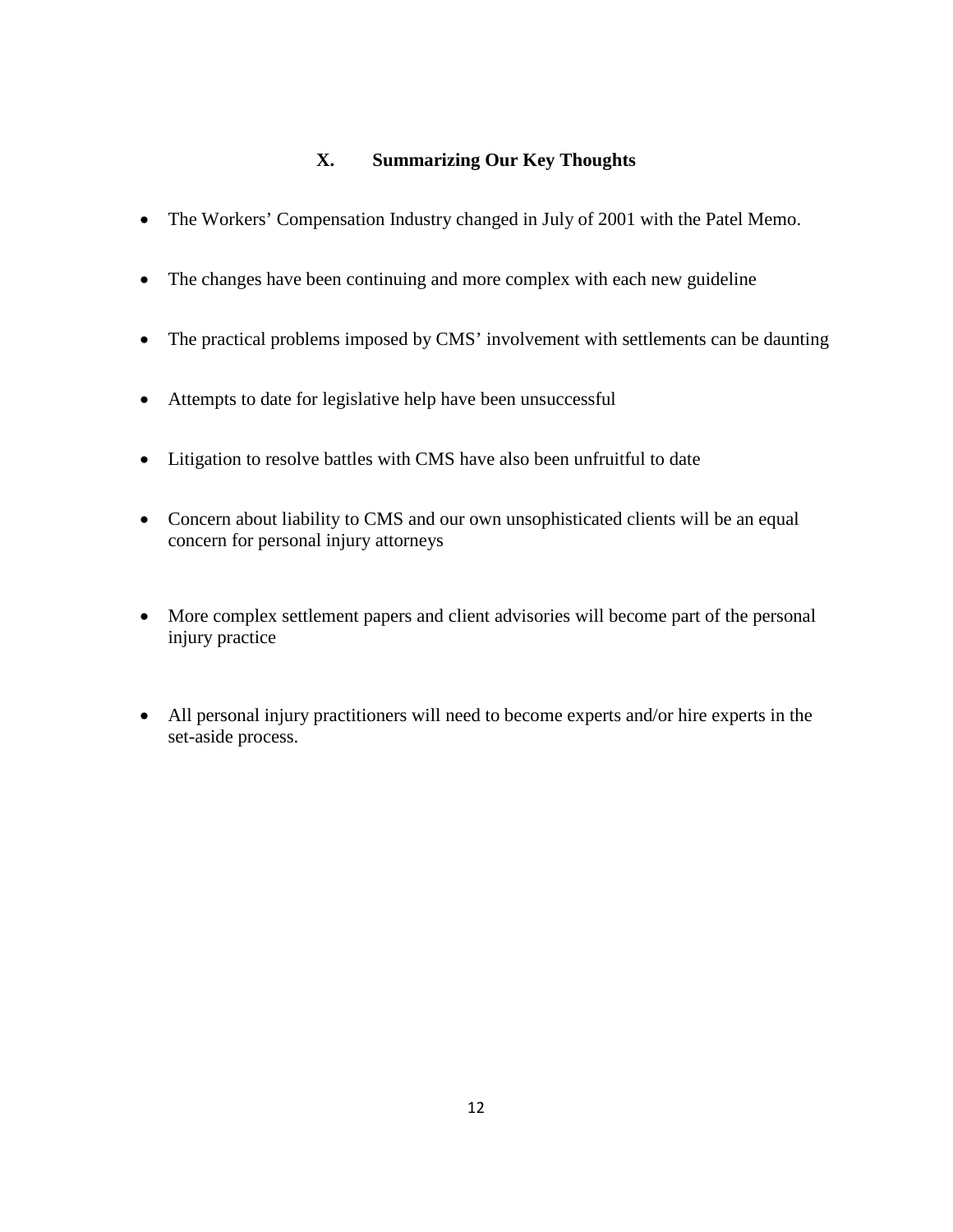## X. Summarizing Our Key Thoughts

- The Workers' Compensation Industry changed in July of 2001 with the Patel Memo.
- The changes have been continuing and more complex with each new guideline
- The practical problems imposed by CMS' involvement with settlements can be daunting
- Attempts to date for legislative help have been unsuccessful
- Litigation to resolve battles with CMS have also been unfruitful to date
- Concern about liability to CMS and our own unsophisticated clients will be an equal concern for personal injury attorneys
- More complex settlement papers and client advisories will become part of the personal injury practice
- All personal injury practitioners will need to become experts and/or hire experts in the set-aside process.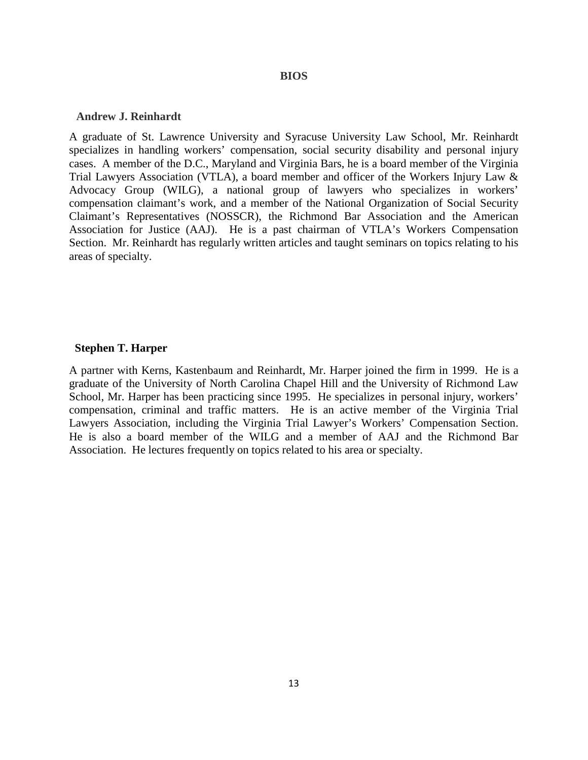# BIOS

### Andrew J. Reinhardt

A graduate of St. Lawrence University and Syracuse University Law School, Mr. Reinhardt specializes in handling workers' compensation, social security disability and personal injury cases. A member of the D.C., Maryland and Virginia Bars, he is a board member of the Virginia Trial Lawyers Association (VTLA), a board member and officer of the Workers Injury Law & Advocacy Group (WILG), a national group of lawyers who specializes in workers' compensation claimant's work, and a member of the National Organization of Social Security Claimant's Representatives (NOSSCR), the Richmond Bar Association and the American Association for Justice (AAJ). He is a past chairman of VTLA's Workers Compensation Section. Mr. Reinhardt has regularly written articles and taught seminars on topics relating to his areas of specialty.

### Stephen T. Harper

A partner with Kerns, Kastenbaum and Reinhardt, Mr. Harper joined the firm in 1999. He is a graduate of the University of North Carolina Chapel Hill and the University of Richmond Law School, Mr. Harper has been practicing since 1995. He specializes in personal injury, workers' compensation, criminal and traffic matters. He is an active member of the Virginia Trial Lawyers Association, including the Virginia Trial Lawyer's Workers' Compensation Section. He is also a board member of the WILG and a member of AAJ and the Richmond Bar Association. He lectures frequently on topics related to his area or specialty.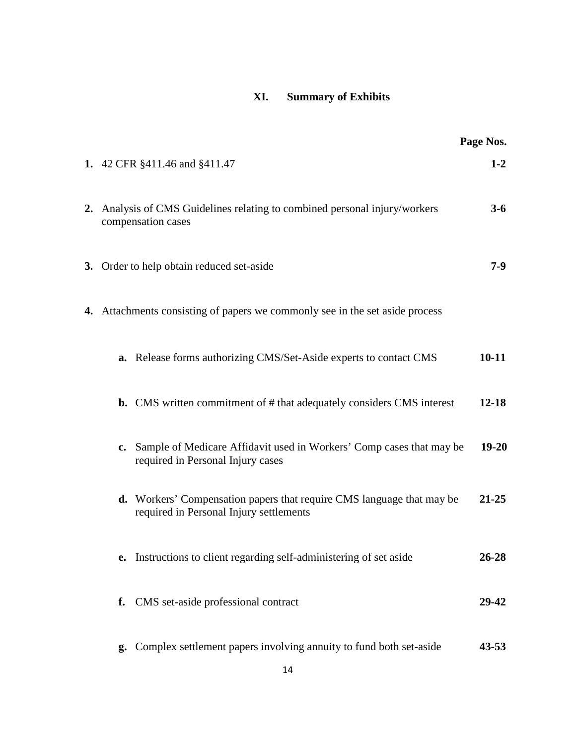## XI. Summary of Exhibits

| | Page Nos. |
|---|---|
| **1.** 42 CFR §411.46 and §411.47 | **1-2** |
| **2.** Analysis of CMS Guidelines relating to combined personal injury/workers compensation cases | **3-6** |
| **3.** Order to help obtain reduced set-aside | **7-9** |
| **4.** Attachments consisting of papers we commonly see in the set aside process | |
| **a.** Release forms authorizing CMS/Set-Aside experts to contact CMS | **10-11** |
| **b.** CMS written commitment of # that adequately considers CMS interest | **12-18** |
| **c.** Sample of Medicare Affidavit used in Workers' Comp cases that may be required in Personal Injury cases | **19-20** |
| **d.** Workers' Compensation papers that require CMS language that may be required in Personal Injury settlements | **21-25** |
| **e.** Instructions to client regarding self-administering of set aside | **26-28** |
| **f.** CMS set-aside professional contract | **29-42** |
| **g.** Complex settlement papers involving annuity to fund both set-aside | **43-53** |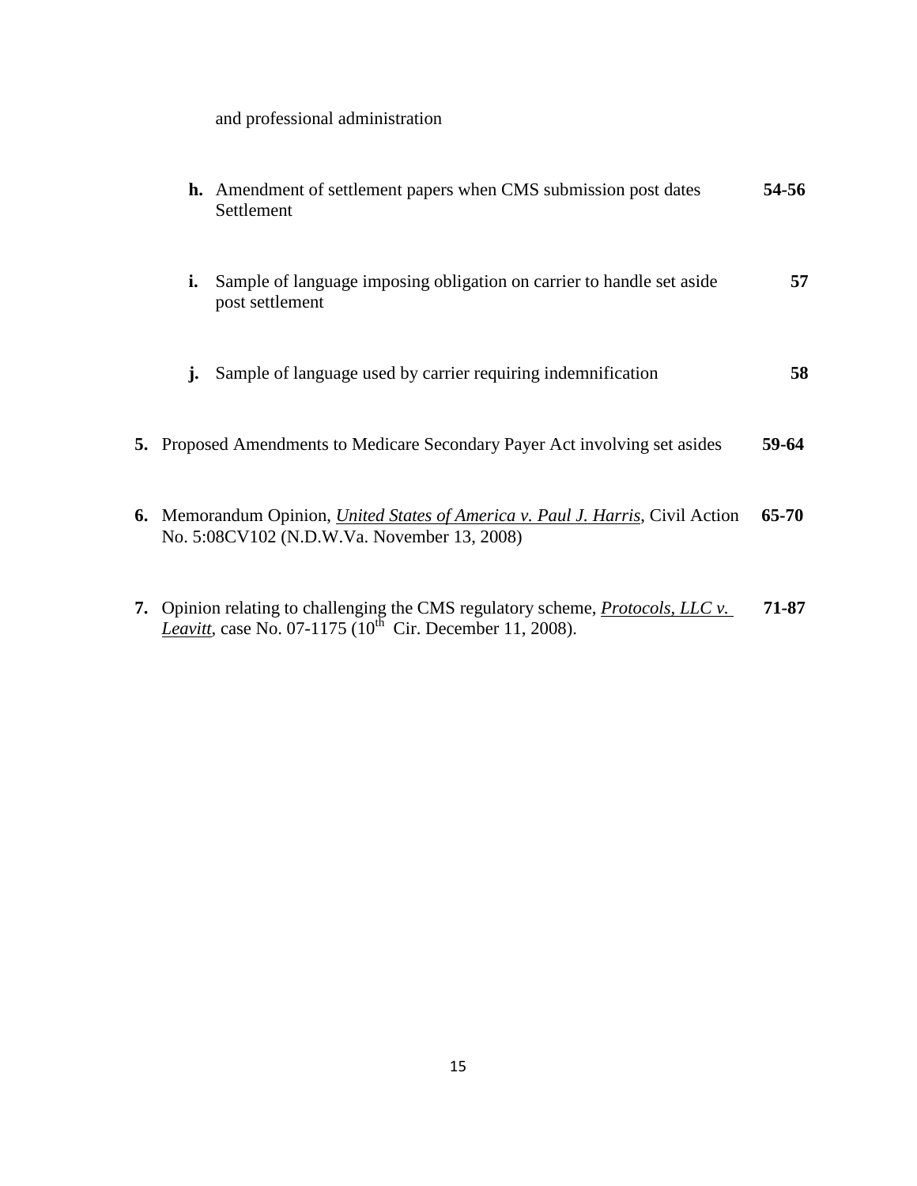and professional administration

- **h.** Amendment of settlement papers when CMS submission post dates Settlement **54-56**

- **i.** Sample of language imposing obligation on carrier to handle set aside post settlement **57**

- **j.** Sample of language used by carrier requiring indemnification **58**

**5.** Proposed Amendments to Medicare Secondary Payer Act involving set asides **59-64**

**6.** Memorandum Opinion, *United States of America v. Paul J. Harris*, Civil Action No. 5:08CV102 (N.D.W.Va. November 13, 2008) **65-70**

**7.** Opinion relating to challenging the CMS regulatory scheme, *Protocols, LLC v. Leavitt*, case No. 07-1175 (10th Cir. December 11, 2008). **71-87**